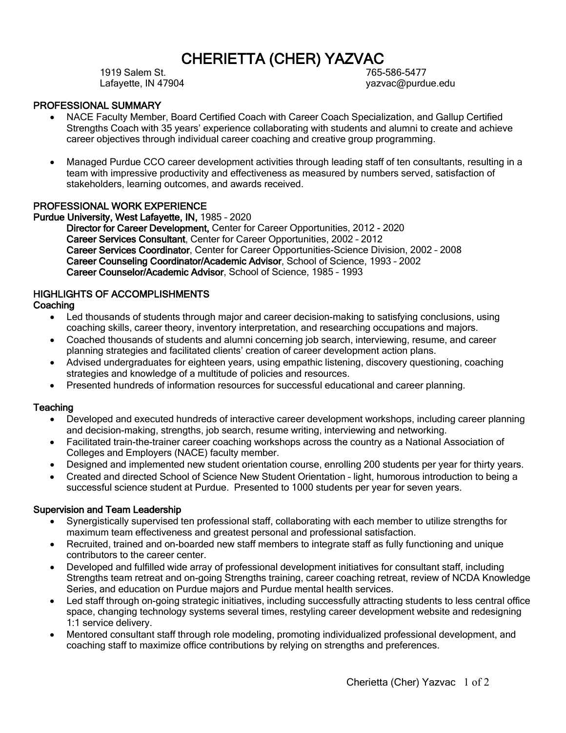# CHERIETTA (CHER) YAZVAC

1919 Salem St.
Lafayette, IN 47904

765-586-5477
yazvac@purdue.edu

## PROFESSIONAL SUMMARY

- NACE Faculty Member, Board Certified Coach with Career Coach Specialization, and Gallup Certified Strengths Coach with 35 years' experience collaborating with students and alumni to create and achieve career objectives through individual career coaching and creative group programming.
- Managed Purdue CCO career development activities through leading staff of ten consultants, resulting in a team with impressive productivity and effectiveness as measured by numbers served, satisfaction of stakeholders, learning outcomes, and awards received.

## PROFESSIONAL WORK EXPERIENCE

**Purdue University, West Lafayette, IN,** 1985 – 2020

**Director for Career Development,** Center for Career Opportunities, 2012 – 2020
**Career Services Consultant**, Center for Career Opportunities, 2002 – 2012
**Career Services Coordinator**, Center for Career Opportunities-Science Division, 2002 – 2008
**Career Counseling Coordinator/Academic Advisor**, School of Science, 1993 – 2002
**Career Counselor/Academic Advisor**, School of Science, 1985 – 1993

## HIGHLIGHTS OF ACCOMPLISHMENTS

### Coaching

- Led thousands of students through major and career decision-making to satisfying conclusions, using coaching skills, career theory, inventory interpretation, and researching occupations and majors.
- Coached thousands of students and alumni concerning job search, interviewing, resume, and career planning strategies and facilitated clients' creation of career development action plans.
- Advised undergraduates for eighteen years, using empathic listening, discovery questioning, coaching strategies and knowledge of a multitude of policies and resources.
- Presented hundreds of information resources for successful educational and career planning.

### Teaching

- Developed and executed hundreds of interactive career development workshops, including career planning and decision-making, strengths, job search, resume writing, interviewing and networking.
- Facilitated train-the-trainer career coaching workshops across the country as a National Association of Colleges and Employers (NACE) faculty member.
- Designed and implemented new student orientation course, enrolling 200 students per year for thirty years.
- Created and directed School of Science New Student Orientation – light, humorous introduction to being a successful science student at Purdue. Presented to 1000 students per year for seven years.

### Supervision and Team Leadership

- Synergistically supervised ten professional staff, collaborating with each member to utilize strengths for maximum team effectiveness and greatest personal and professional satisfaction.
- Recruited, trained and on-boarded new staff members to integrate staff as fully functioning and unique contributors to the career center.
- Developed and fulfilled wide array of professional development initiatives for consultant staff, including Strengths team retreat and on-going Strengths training, career coaching retreat, review of NCDA Knowledge Series, and education on Purdue majors and Purdue mental health services.
- Led staff through on-going strategic initiatives, including successfully attracting students to less central office space, changing technology systems several times, restyling career development website and redesigning 1:1 service delivery.
- Mentored consultant staff through role modeling, promoting individualized professional development, and coaching staff to maximize office contributions by relying on strengths and preferences.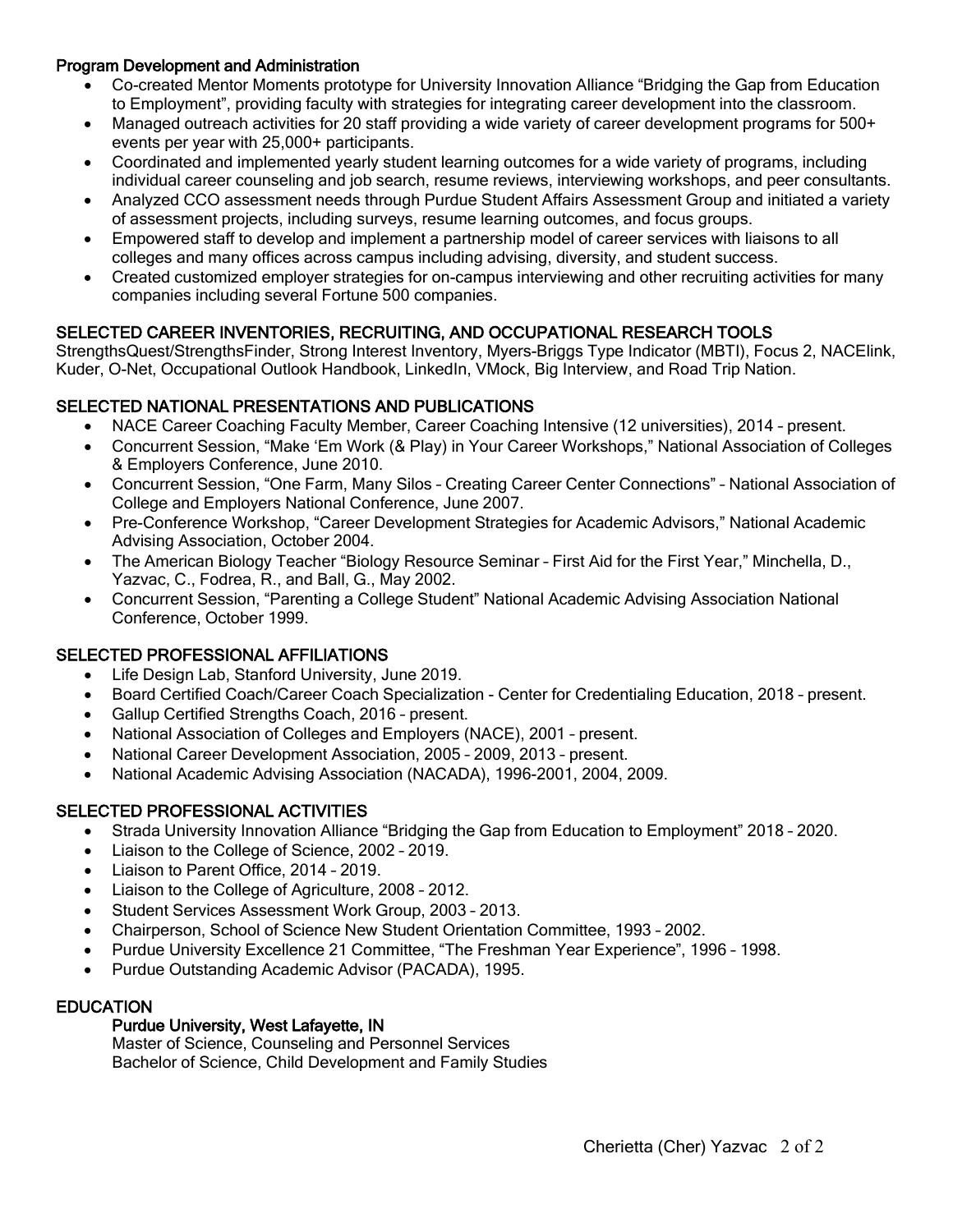### Program Development and Administration

- Co-created Mentor Moments prototype for University Innovation Alliance "Bridging the Gap from Education to Employment", providing faculty with strategies for integrating career development into the classroom.
- Managed outreach activities for 20 staff providing a wide variety of career development programs for 500+ events per year with 25,000+ participants.
- Coordinated and implemented yearly student learning outcomes for a wide variety of programs, including individual career counseling and job search, resume reviews, interviewing workshops, and peer consultants.
- Analyzed CCO assessment needs through Purdue Student Affairs Assessment Group and initiated a variety of assessment projects, including surveys, resume learning outcomes, and focus groups.
- Empowered staff to develop and implement a partnership model of career services with liaisons to all colleges and many offices across campus including advising, diversity, and student success.
- Created customized employer strategies for on-campus interviewing and other recruiting activities for many companies including several Fortune 500 companies.

## SELECTED CAREER INVENTORIES, RECRUITING, AND OCCUPATIONAL RESEARCH TOOLS

StrengthsQuest/StrengthsFinder, Strong Interest Inventory, Myers-Briggs Type Indicator (MBTI), Focus 2, NACElink, Kuder, O-Net, Occupational Outlook Handbook, LinkedIn, VMock, Big Interview, and Road Trip Nation.

## SELECTED NATIONAL PRESENTATIONS AND PUBLICATIONS

- NACE Career Coaching Faculty Member, Career Coaching Intensive (12 universities), 2014 – present.
- Concurrent Session, "Make 'Em Work (& Play) in Your Career Workshops," National Association of Colleges & Employers Conference, June 2010.
- Concurrent Session, "One Farm, Many Silos – Creating Career Center Connections" – National Association of College and Employers National Conference, June 2007.
- Pre-Conference Workshop, "Career Development Strategies for Academic Advisors," National Academic Advising Association, October 2004.
- The American Biology Teacher "Biology Resource Seminar – First Aid for the First Year," Minchella, D., Yazvac, C., Fodrea, R., and Ball, G., May 2002.
- Concurrent Session, "Parenting a College Student" National Academic Advising Association National Conference, October 1999.

## SELECTED PROFESSIONAL AFFILIATIONS

- Life Design Lab, Stanford University, June 2019.
- Board Certified Coach/Career Coach Specialization - Center for Credentialing Education, 2018 – present.
- Gallup Certified Strengths Coach, 2016 – present.
- National Association of Colleges and Employers (NACE), 2001 – present.
- National Career Development Association, 2005 – 2009, 2013 – present.
- National Academic Advising Association (NACADA), 1996-2001, 2004, 2009.

## SELECTED PROFESSIONAL ACTIVITIES

- Strada University Innovation Alliance "Bridging the Gap from Education to Employment" 2018 – 2020.
- Liaison to the College of Science, 2002 – 2019.
- Liaison to Parent Office, 2014 – 2019.
- Liaison to the College of Agriculture, 2008 – 2012.
- Student Services Assessment Work Group, 2003 – 2013.
- Chairperson, School of Science New Student Orientation Committee, 1993 – 2002.
- Purdue University Excellence 21 Committee, "The Freshman Year Experience", 1996 – 1998.
- Purdue Outstanding Academic Advisor (PACADA), 1995.

## EDUCATION

**Purdue University, West Lafayette, IN**
Master of Science, Counseling and Personnel Services
Bachelor of Science, Child Development and Family Studies